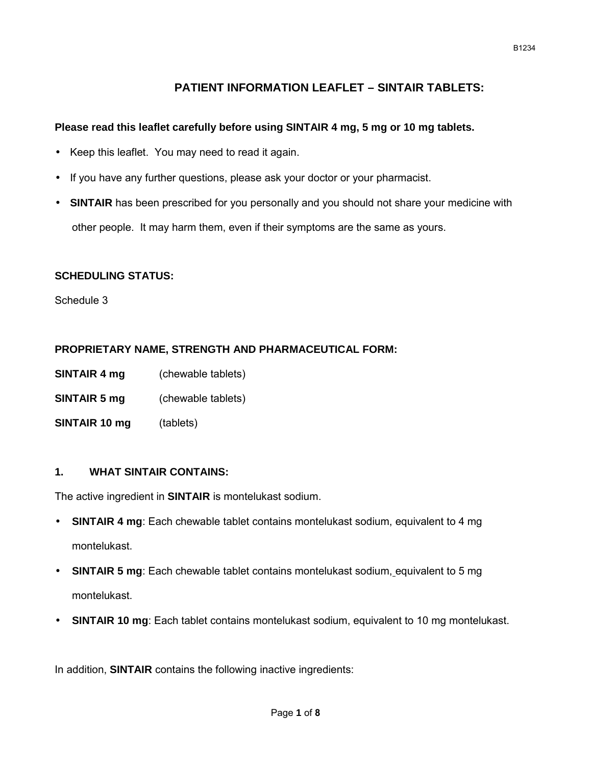# PATIENT INFORMATION LEAFLET – SINTAIR TABLETS:

**Please read this leaflet carefully before using SINTAIR 4 mg, 5 mg or 10 mg tablets.**

- Keep this leaflet. You may need to read it again.
- If you have any further questions, please ask your doctor or your pharmacist.
- **SINTAIR** has been prescribed for you personally and you should not share your medicine with other people. It may harm them, even if their symptoms are the same as yours.

**SCHEDULING STATUS:**

Schedule 3

**PROPRIETARY NAME, STRENGTH AND PHARMACEUTICAL FORM:**

**SINTAIR 4 mg** (chewable tablets)

**SINTAIR 5 mg** (chewable tablets)

**SINTAIR 10 mg** (tablets)

## 1. WHAT SINTAIR CONTAINS:

The active ingredient in **SINTAIR** is montelukast sodium.

- **SINTAIR 4 mg**: Each chewable tablet contains montelukast sodium, equivalent to 4 mg montelukast.
- **SINTAIR 5 mg**: Each chewable tablet contains montelukast sodium, equivalent to 5 mg montelukast.
- **SINTAIR 10 mg**: Each tablet contains montelukast sodium, equivalent to 10 mg montelukast.

In addition, **SINTAIR** contains the following inactive ingredients: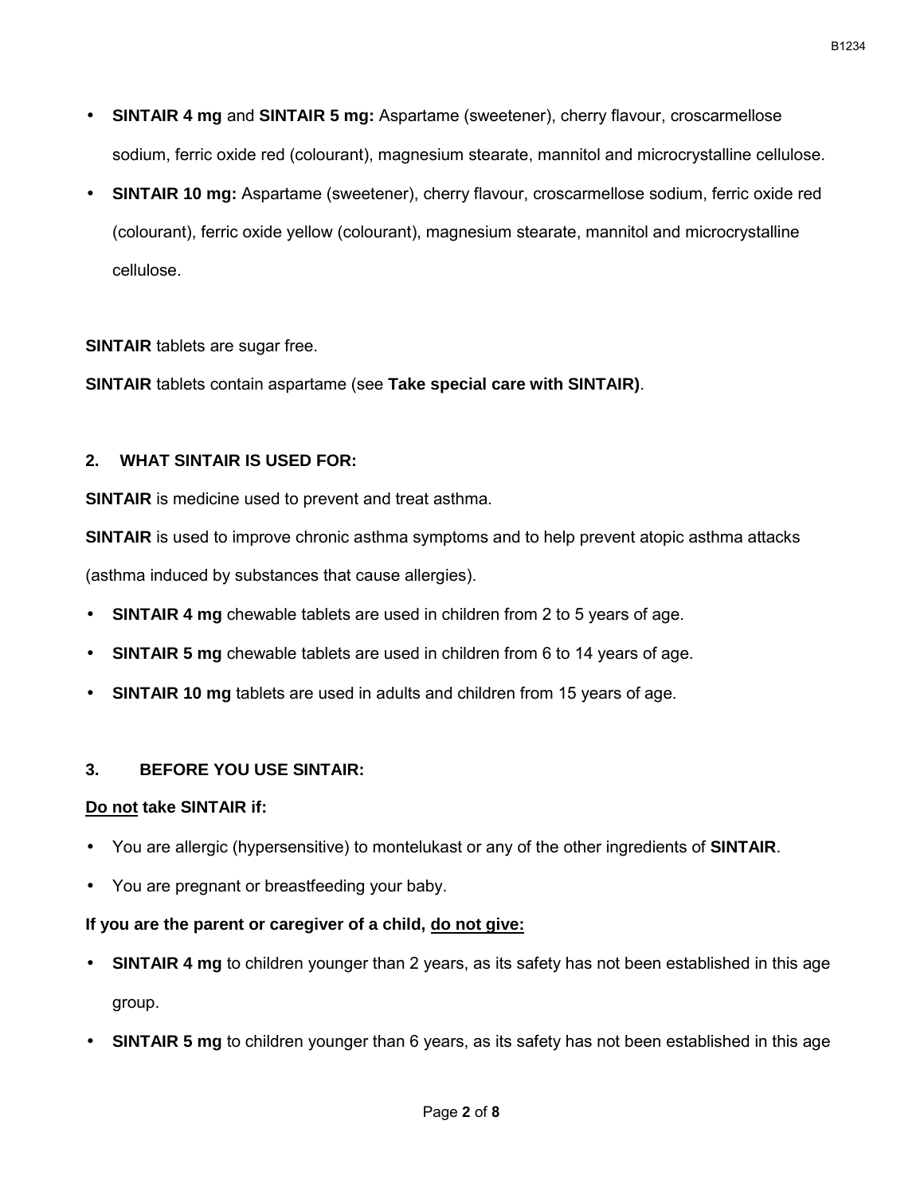- **SINTAIR 4 mg** and **SINTAIR 5 mg:** Aspartame (sweetener), cherry flavour, croscarmellose sodium, ferric oxide red (colourant), magnesium stearate, mannitol and microcrystalline cellulose.
- **SINTAIR 10 mg:** Aspartame (sweetener), cherry flavour, croscarmellose sodium, ferric oxide red (colourant), ferric oxide yellow (colourant), magnesium stearate, mannitol and microcrystalline cellulose.

**SINTAIR** tablets are sugar free.

**SINTAIR** tablets contain aspartame (see **Take special care with SINTAIR)**.

## 2. WHAT SINTAIR IS USED FOR:

**SINTAIR** is medicine used to prevent and treat asthma.

**SINTAIR** is used to improve chronic asthma symptoms and to help prevent atopic asthma attacks (asthma induced by substances that cause allergies).

- **SINTAIR 4 mg** chewable tablets are used in children from 2 to 5 years of age.
- **SINTAIR 5 mg** chewable tablets are used in children from 6 to 14 years of age.
- **SINTAIR 10 mg** tablets are used in adults and children from 15 years of age.

## 3. BEFORE YOU USE SINTAIR:

**<u>Do not</u> take SINTAIR if:**

- You are allergic (hypersensitive) to montelukast or any of the other ingredients of **SINTAIR**.
- You are pregnant or breastfeeding your baby.

**If you are the parent or caregiver of a child, <u>do not give:</u>**

- **SINTAIR 4 mg** to children younger than 2 years, as its safety has not been established in this age group.
- **SINTAIR 5 mg** to children younger than 6 years, as its safety has not been established in this age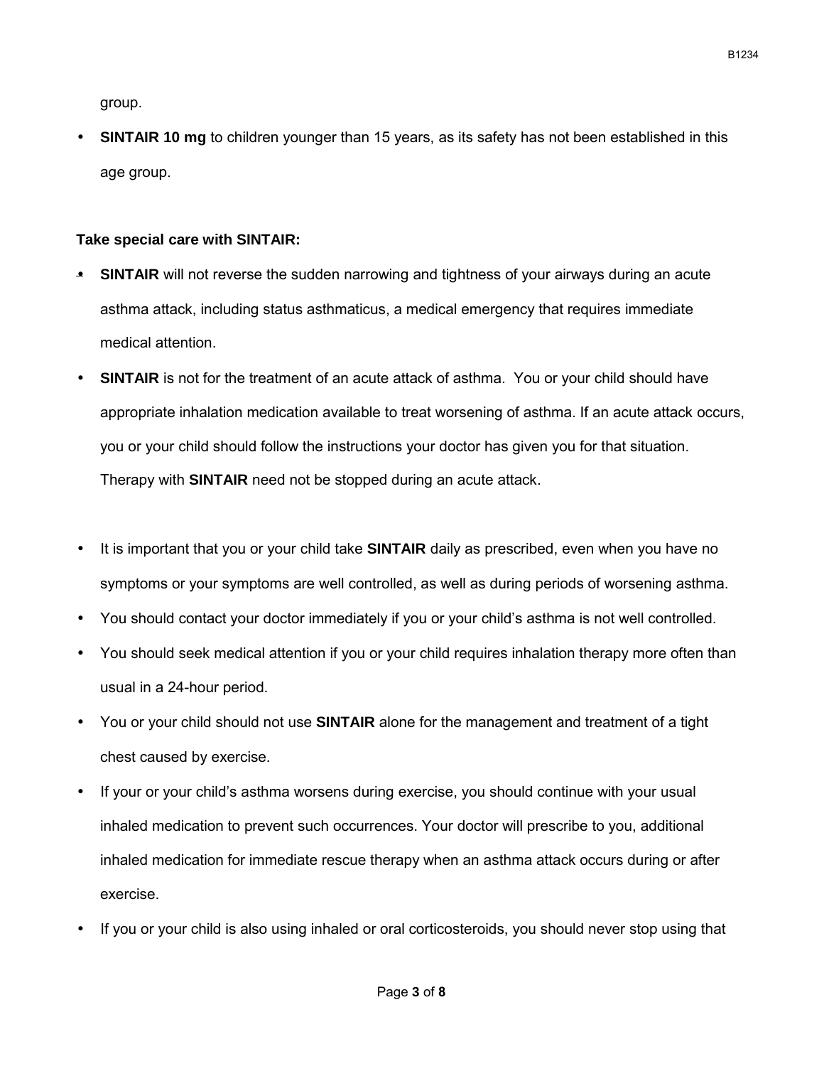group.

- **SINTAIR 10 mg** to children younger than 15 years, as its safety has not been established in this age group.

**Take special care with SINTAIR:**

- **SINTAIR** will not reverse the sudden narrowing and tightness of your airways during an acute asthma attack, including status asthmaticus, a medical emergency that requires immediate medical attention.
- **SINTAIR** is not for the treatment of an acute attack of asthma. You or your child should have appropriate inhalation medication available to treat worsening of asthma. If an acute attack occurs, you or your child should follow the instructions your doctor has given you for that situation. Therapy with **SINTAIR** need not be stopped during an acute attack.

- It is important that you or your child take **SINTAIR** daily as prescribed, even when you have no symptoms or your symptoms are well controlled, as well as during periods of worsening asthma.
- You should contact your doctor immediately if you or your child's asthma is not well controlled.
- You should seek medical attention if you or your child requires inhalation therapy more often than usual in a 24-hour period.
- You or your child should not use **SINTAIR** alone for the management and treatment of a tight chest caused by exercise.
- If your or your child's asthma worsens during exercise, you should continue with your usual inhaled medication to prevent such occurrences. Your doctor will prescribe to you, additional inhaled medication for immediate rescue therapy when an asthma attack occurs during or after exercise.
- If you or your child is also using inhaled or oral corticosteroids, you should never stop using that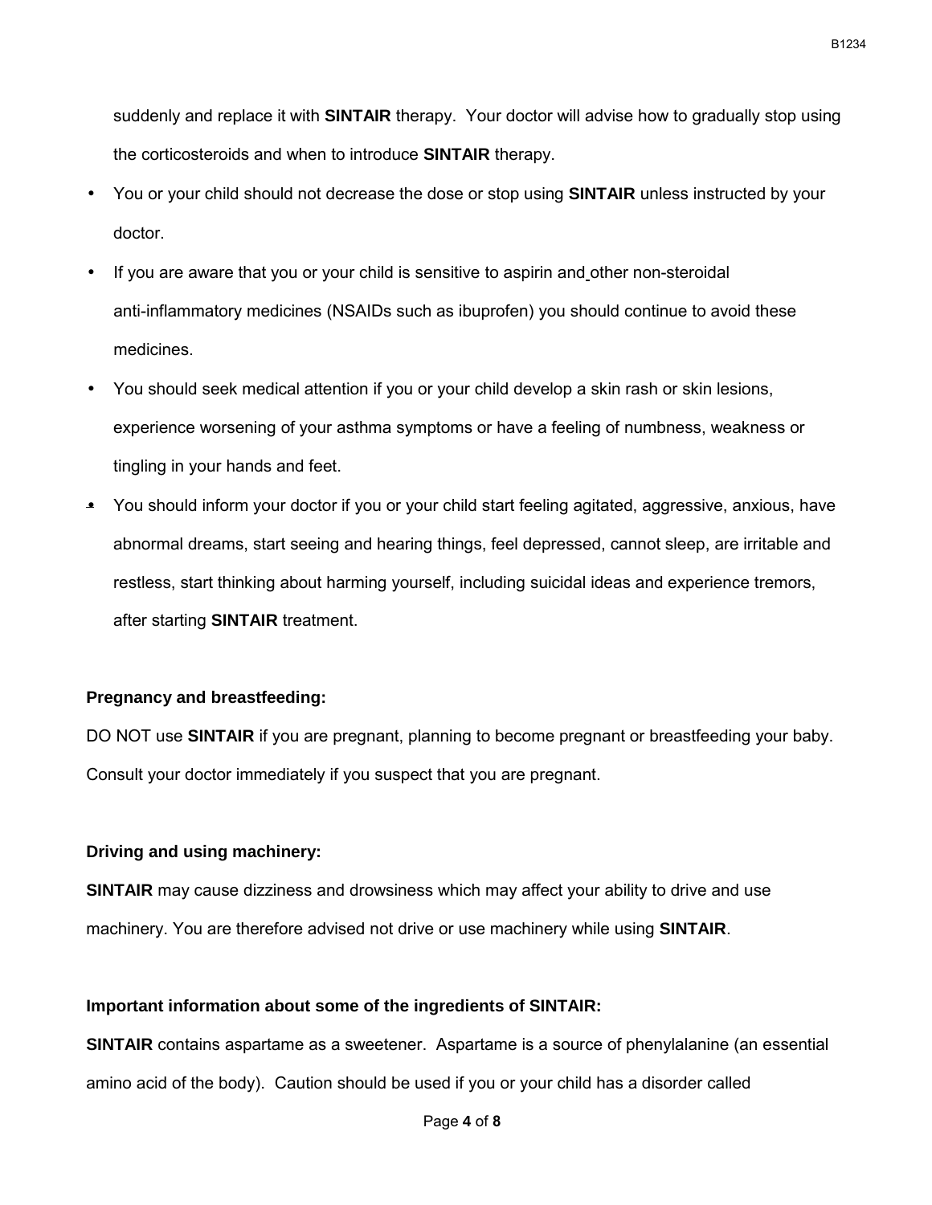suddenly and replace it with **SINTAIR** therapy. Your doctor will advise how to gradually stop using the corticosteroids and when to introduce **SINTAIR** therapy.

- You or your child should not decrease the dose or stop using **SINTAIR** unless instructed by your doctor.
- If you are aware that you or your child is sensitive to aspirin and other non-steroidal anti-inflammatory medicines (NSAIDs such as ibuprofen) you should continue to avoid these medicines.
- You should seek medical attention if you or your child develop a skin rash or skin lesions, experience worsening of your asthma symptoms or have a feeling of numbness, weakness or tingling in your hands and feet.
- You should inform your doctor if you or your child start feeling agitated, aggressive, anxious, have abnormal dreams, start seeing and hearing things, feel depressed, cannot sleep, are irritable and restless, start thinking about harming yourself, including suicidal ideas and experience tremors, after starting **SINTAIR** treatment.

**Pregnancy and breastfeeding:**

DO NOT use **SINTAIR** if you are pregnant, planning to become pregnant or breastfeeding your baby. Consult your doctor immediately if you suspect that you are pregnant.

**Driving and using machinery:**

**SINTAIR** may cause dizziness and drowsiness which may affect your ability to drive and use machinery. You are therefore advised not drive or use machinery while using **SINTAIR**.

**Important information about some of the ingredients of SINTAIR:**

**SINTAIR** contains aspartame as a sweetener. Aspartame is a source of phenylalanine (an essential amino acid of the body). Caution should be used if you or your child has a disorder called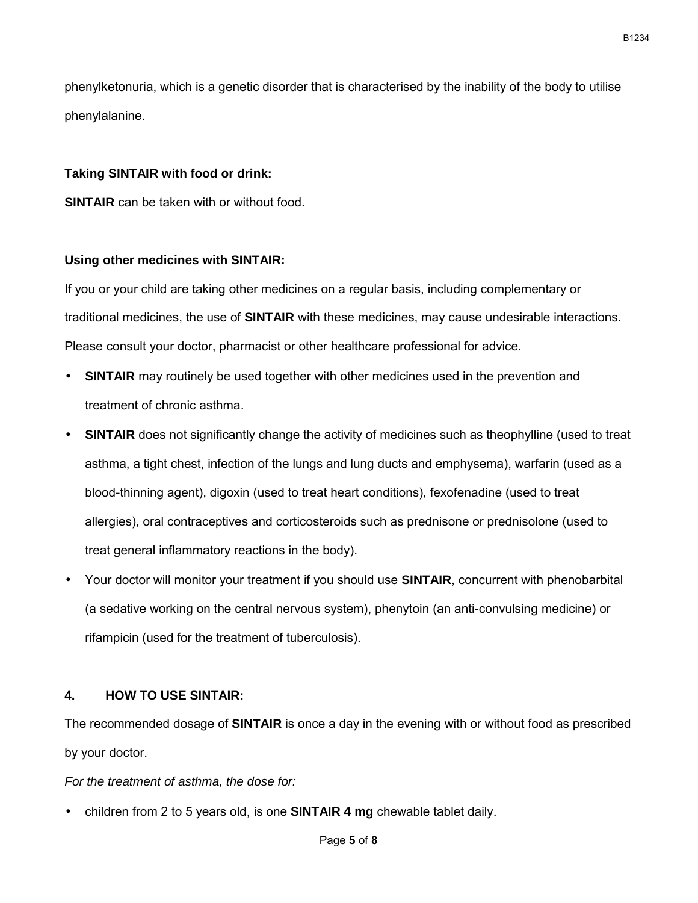phenylketonuria, which is a genetic disorder that is characterised by the inability of the body to utilise phenylalanine.

**Taking SINTAIR with food or drink:**

**SINTAIR** can be taken with or without food.

**Using other medicines with SINTAIR:**

If you or your child are taking other medicines on a regular basis, including complementary or traditional medicines, the use of **SINTAIR** with these medicines, may cause undesirable interactions. Please consult your doctor, pharmacist or other healthcare professional for advice.

- **SINTAIR** may routinely be used together with other medicines used in the prevention and treatment of chronic asthma.
- **SINTAIR** does not significantly change the activity of medicines such as theophylline (used to treat asthma, a tight chest, infection of the lungs and lung ducts and emphysema), warfarin (used as a blood-thinning agent), digoxin (used to treat heart conditions), fexofenadine (used to treat allergies), oral contraceptives and corticosteroids such as prednisone or prednisolone (used to treat general inflammatory reactions in the body).
- Your doctor will monitor your treatment if you should use **SINTAIR**, concurrent with phenobarbital (a sedative working on the central nervous system), phenytoin (an anti-convulsing medicine) or rifampicin (used for the treatment of tuberculosis).

## 4. HOW TO USE SINTAIR:

The recommended dosage of **SINTAIR** is once a day in the evening with or without food as prescribed by your doctor.

*For the treatment of asthma, the dose for:*

- children from 2 to 5 years old, is one **SINTAIR 4 mg** chewable tablet daily.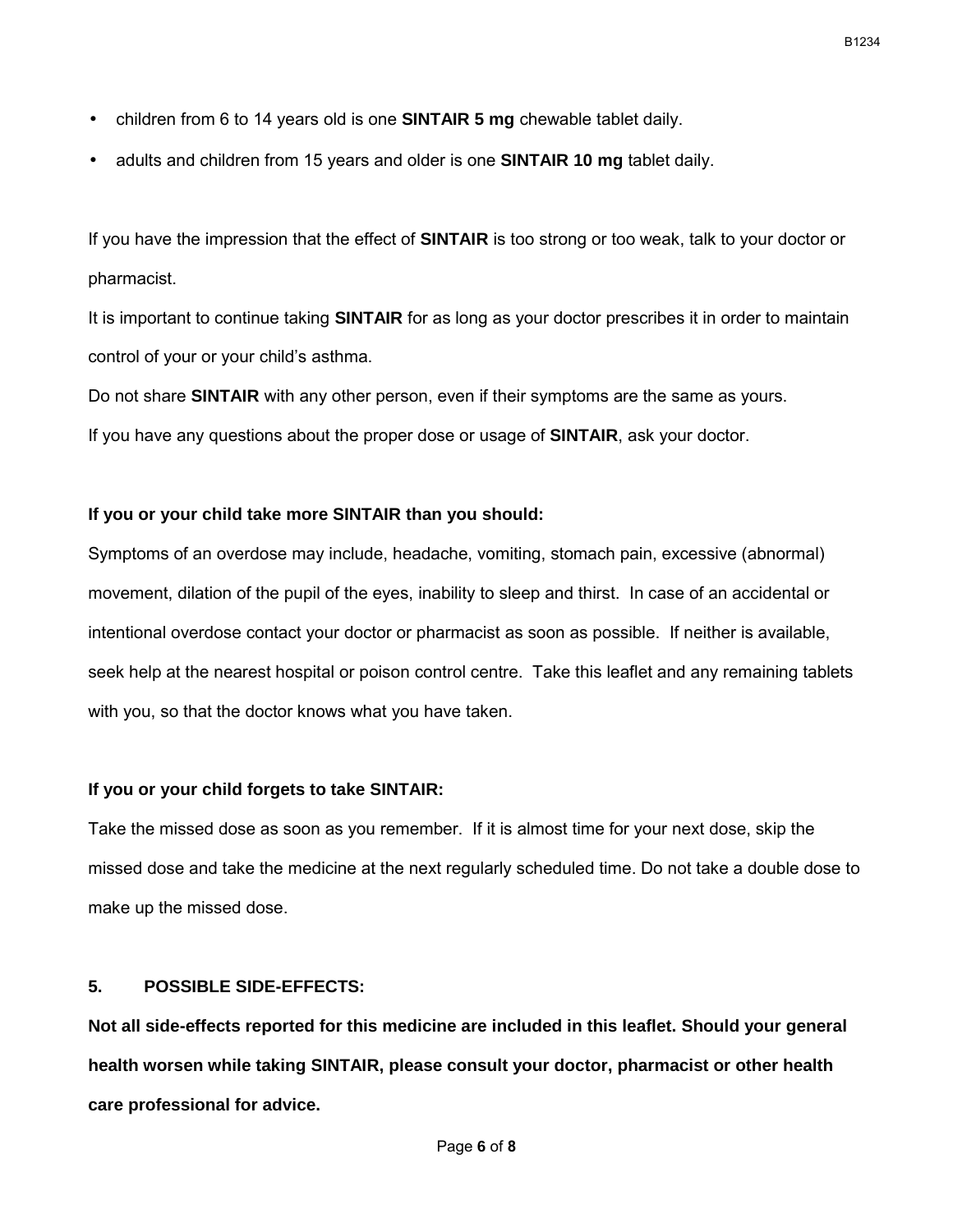- children from 6 to 14 years old is one **SINTAIR 5 mg** chewable tablet daily.
- adults and children from 15 years and older is one **SINTAIR 10 mg** tablet daily.

If you have the impression that the effect of **SINTAIR** is too strong or too weak, talk to your doctor or pharmacist.

It is important to continue taking **SINTAIR** for as long as your doctor prescribes it in order to maintain control of your or your child's asthma.

Do not share **SINTAIR** with any other person, even if their symptoms are the same as yours.

If you have any questions about the proper dose or usage of **SINTAIR**, ask your doctor.

**If you or your child take more SINTAIR than you should:**

Symptoms of an overdose may include, headache, vomiting, stomach pain, excessive (abnormal) movement, dilation of the pupil of the eyes, inability to sleep and thirst. In case of an accidental or intentional overdose contact your doctor or pharmacist as soon as possible. If neither is available, seek help at the nearest hospital or poison control centre. Take this leaflet and any remaining tablets with you, so that the doctor knows what you have taken.

**If you or your child forgets to take SINTAIR:**

Take the missed dose as soon as you remember. If it is almost time for your next dose, skip the missed dose and take the medicine at the next regularly scheduled time. Do not take a double dose to make up the missed dose.

## 5. POSSIBLE SIDE-EFFECTS:

**Not all side-effects reported for this medicine are included in this leaflet. Should your general health worsen while taking SINTAIR, please consult your doctor, pharmacist or other health care professional for advice.**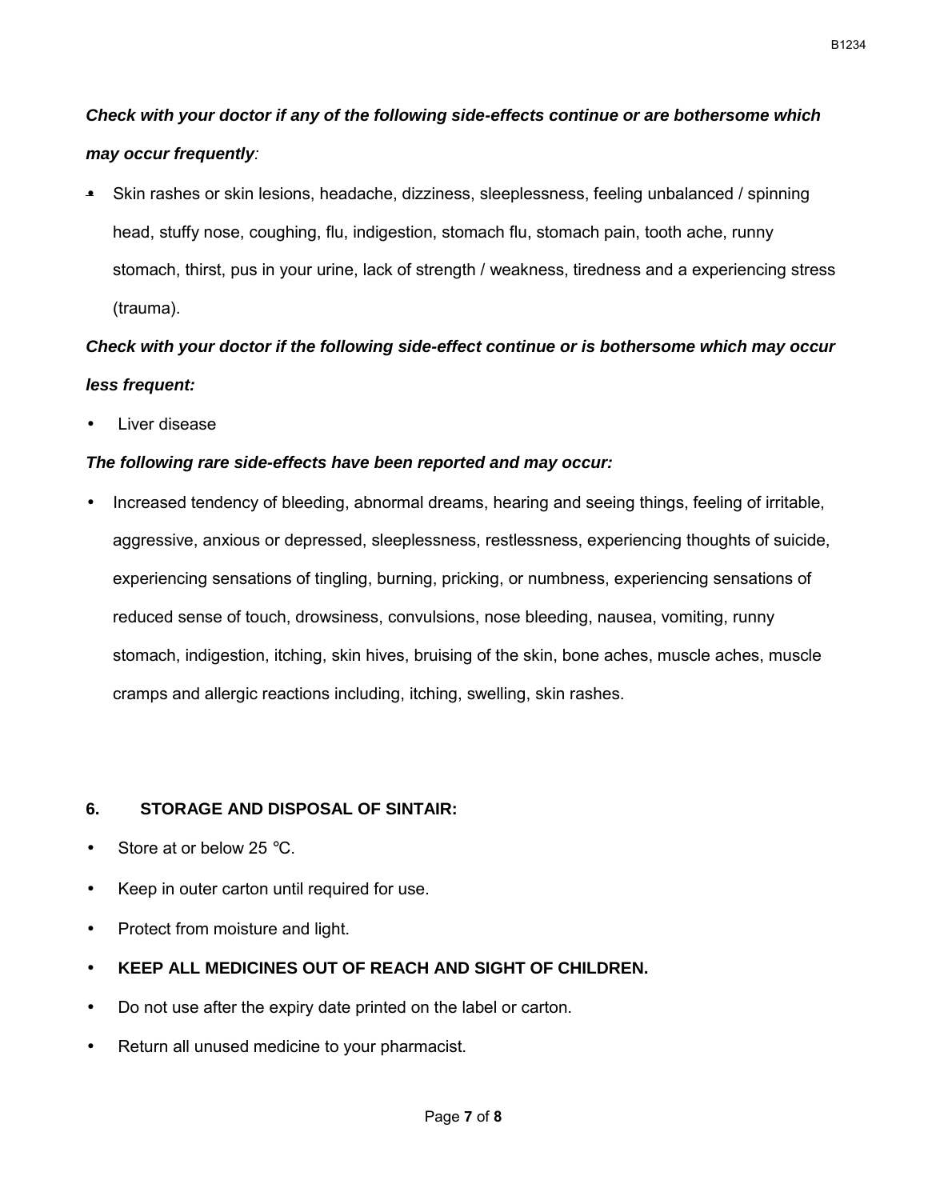***Check with your doctor if any of the following side-effects continue or are bothersome which may occur frequently**:*

- Skin rashes or skin lesions, headache, dizziness, sleeplessness, feeling unbalanced / spinning head, stuffy nose, coughing, flu, indigestion, stomach flu, stomach pain, tooth ache, runny stomach, thirst, pus in your urine, lack of strength / weakness, tiredness and a experiencing stress (trauma).

***Check with your doctor if the following side-effect continue or is bothersome which may occur less frequent:***

- Liver disease

***The following rare side-effects have been reported and may occur:***

- Increased tendency of bleeding, abnormal dreams, hearing and seeing things, feeling of irritable, aggressive, anxious or depressed, sleeplessness, restlessness, experiencing thoughts of suicide, experiencing sensations of tingling, burning, pricking, or numbness, experiencing sensations of reduced sense of touch, drowsiness, convulsions, nose bleeding, nausea, vomiting, runny stomach, indigestion, itching, skin hives, bruising of the skin, bone aches, muscle aches, muscle cramps and allergic reactions including, itching, swelling, skin rashes.

## 6. STORAGE AND DISPOSAL OF SINTAIR:

- Store at or below 25 ℃.
- Keep in outer carton until required for use.
- Protect from moisture and light.
- **KEEP ALL MEDICINES OUT OF REACH AND SIGHT OF CHILDREN.**
- Do not use after the expiry date printed on the label or carton.
- Return all unused medicine to your pharmacist.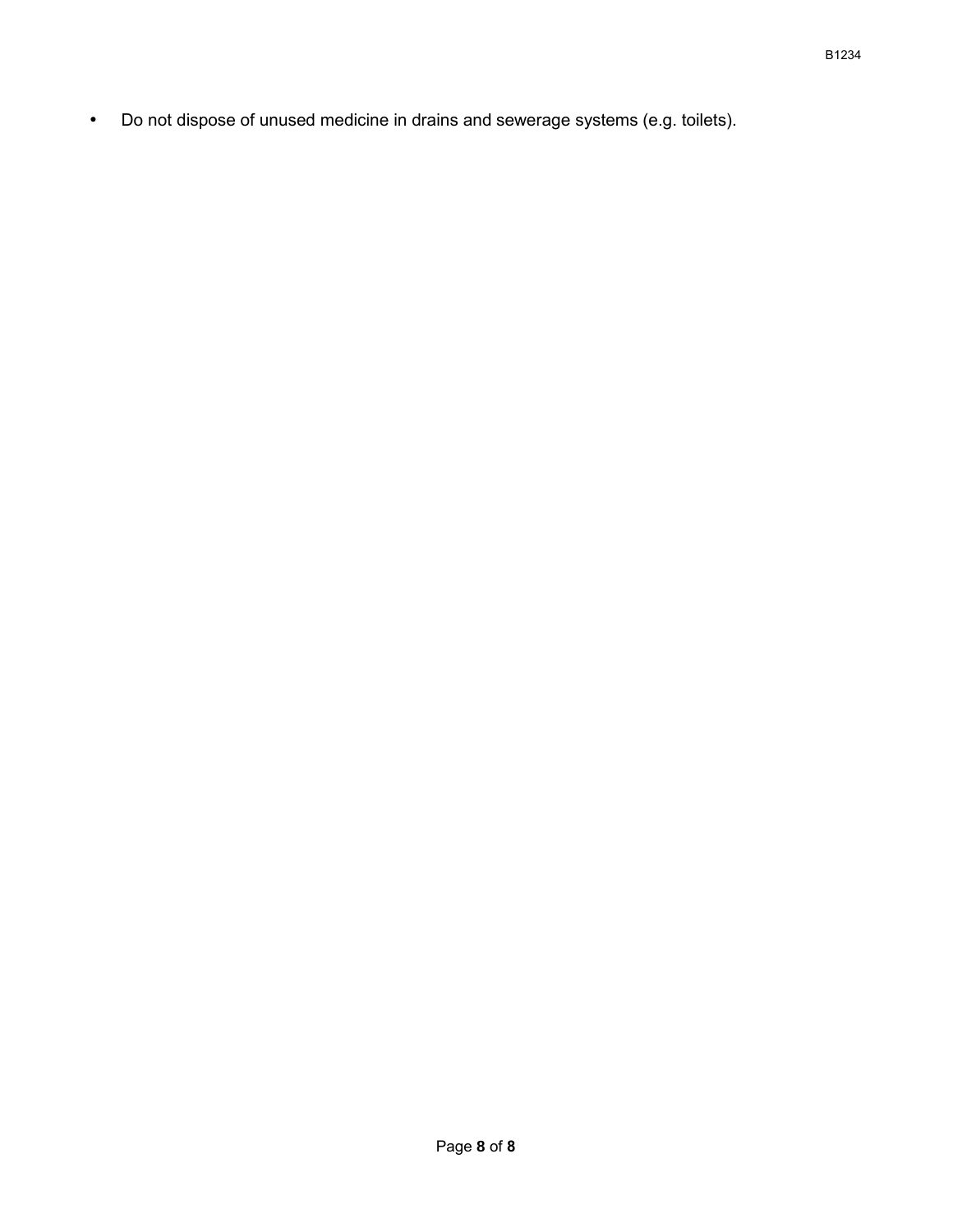- Do not dispose of unused medicine in drains and sewerage systems (e.g. toilets).